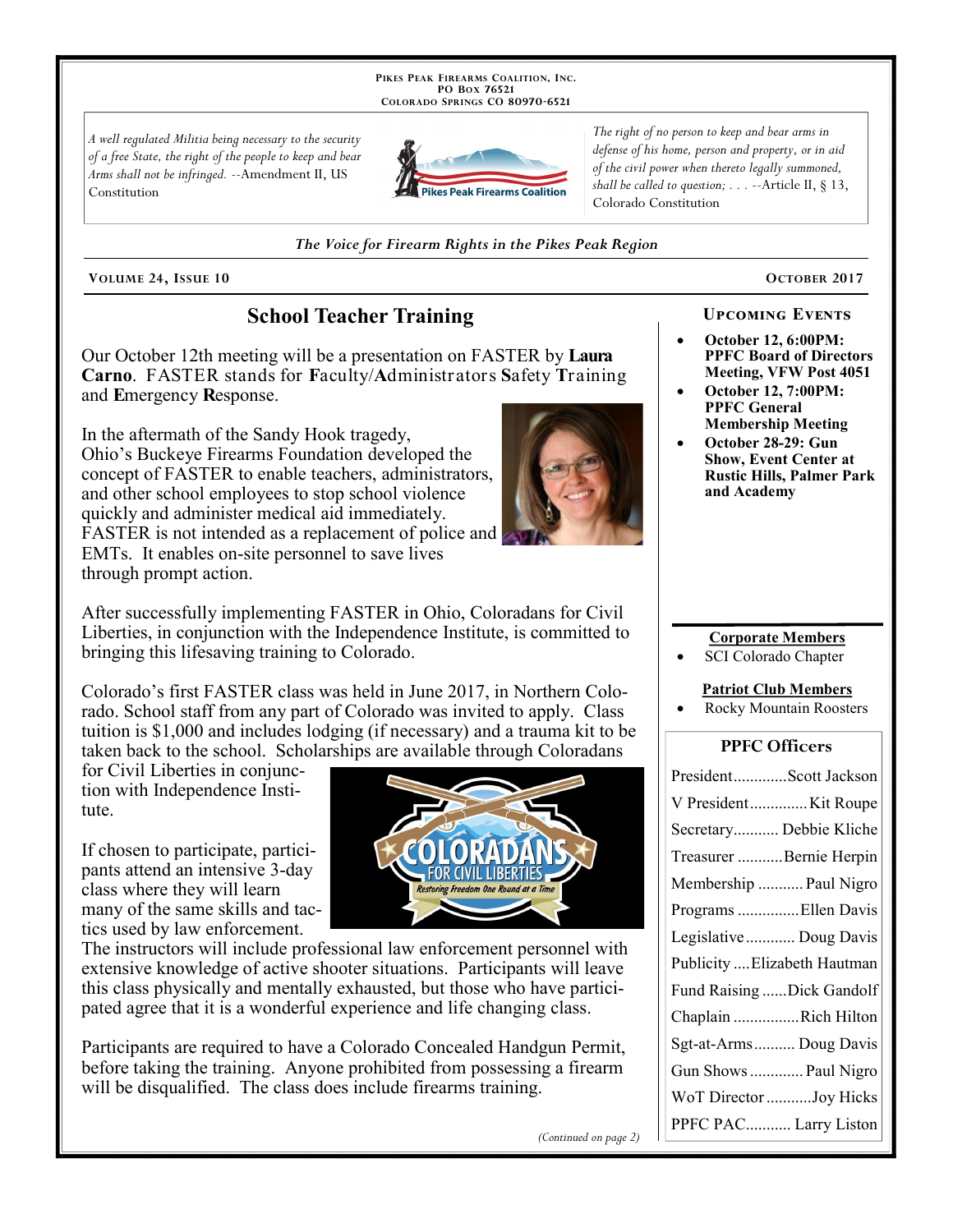**Pikes Peak Firearms Coalition, Inc.**
**PO Box 76521**
**Colorado Springs CO 80970-6521**

*A well regulated Militia being necessary to the security of a free State, the right of the people to keep and bear Arms shall not be infringed.* --Amendment II, US Constitution

*The right of no person to keep and bear arms in defense of his home, person and property, or in aid of the civil power when thereto legally summoned, shall be called to question; . . .* --Article II, § 13, Colorado Constitution

*The Voice for Firearm Rights in the Pikes Peak Region*

**Volume 24, Issue 10** — **October 2017**

## School Teacher Training

Our October 12th meeting will be a presentation on FASTER by **Laura Carno**. FASTER stands for **F**aculty/**A**dministrators **S**afety **T**raining and **E**mergency **R**esponse.

In the aftermath of the Sandy Hook tragedy, Ohio's Buckeye Firearms Foundation developed the concept of FASTER to enable teachers, administrators, and other school employees to stop school violence quickly and administer medical aid immediately. FASTER is not intended as a replacement of police and EMTs. It enables on-site personnel to save lives through prompt action.

After successfully implementing FASTER in Ohio, Coloradans for Civil Liberties, in conjunction with the Independence Institute, is committed to bringing this lifesaving training to Colorado.

Colorado's first FASTER class was held in June 2017, in Northern Colorado. School staff from any part of Colorado was invited to apply. Class tuition is $1,000 and includes lodging (if necessary) and a trauma kit to be taken back to the school. Scholarships are available through Coloradans for Civil Liberties in conjunction with Independence Institute.

If chosen to participate, participants attend an intensive 3-day class where they will learn many of the same skills and tactics used by law enforcement. The instructors will include professional law enforcement personnel with extensive knowledge of active shooter situations. Participants will leave this class physically and mentally exhausted, but those who have participated agree that it is a wonderful experience and life changing class.

Participants are required to have a Colorado Concealed Handgun Permit, before taking the training. Anyone prohibited from possessing a firearm will be disqualified. The class does include firearms training.

*(Continued on page 2)*

### Upcoming Events

- **October 12, 6:00PM: PPFC Board of Directors Meeting, VFW Post 4051**
- **October 12, 7:00PM: PPFC General Membership Meeting**
- **October 28-29: Gun Show, Event Center at Rustic Hills, Palmer Park and Academy**

**Corporate Members**

- SCI Colorado Chapter

**Patriot Club Members**

- Rocky Mountain Roosters

### PPFC Officers

| Position | Name |
|---|---|
| President | Scott Jackson |
| V President | Kit Roupe |
| Secretary | Debbie Kliche |
| Treasurer | Bernie Herpin |
| Membership | Paul Nigro |
| Programs | Ellen Davis |
| Legislative | Doug Davis |
| Publicity | Elizabeth Hautman |
| Fund Raising | Dick Gandolf |
| Chaplain | Rich Hilton |
| Sgt-at-Arms | Doug Davis |
| Gun Shows | Paul Nigro |
| WoT Director | Joy Hicks |
| PPFC PAC | Larry Liston |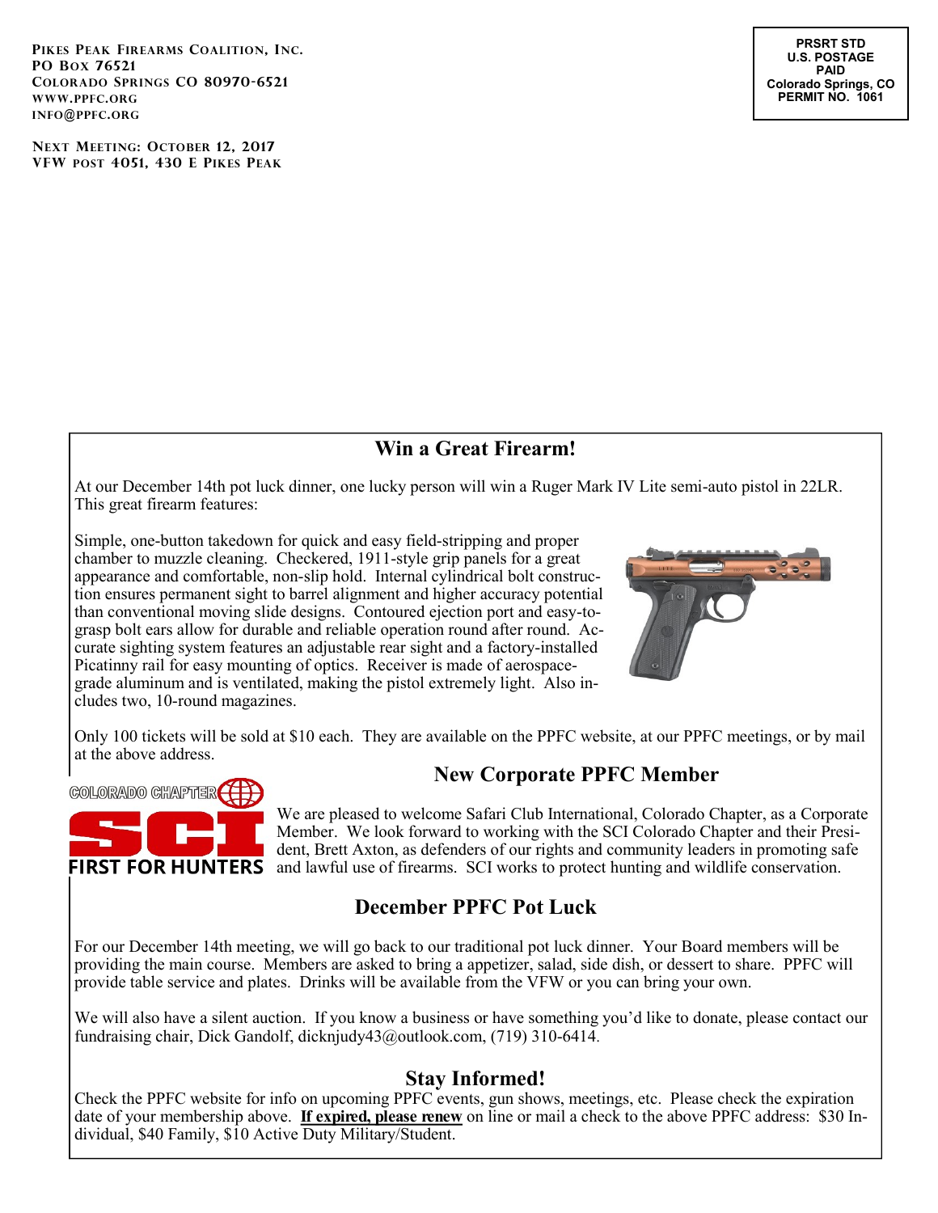PIKES PEAK FIREARMS COALITION, INC.
PO BOX 76521
COLORADO SPRINGS CO 80970-6521
WWW.PPFC.ORG
INFO@PPFC.ORG

PRSRT STD
U.S. POSTAGE
PAID
Colorado Springs, CO
PERMIT NO. 1061

NEXT MEETING: OCTOBER 12, 2017
VFW POST 4051, 430 E PIKES PEAK

## Win a Great Firearm!

At our December 14th pot luck dinner, one lucky person will win a Ruger Mark IV Lite semi-auto pistol in 22LR. This great firearm features:

Simple, one-button takedown for quick and easy field-stripping and proper chamber to muzzle cleaning. Checkered, 1911-style grip panels for a great appearance and comfortable, non-slip hold. Internal cylindrical bolt construction ensures permanent sight to barrel alignment and higher accuracy potential than conventional moving slide designs. Contoured ejection port and easy-to-grasp bolt ears allow for durable and reliable operation round after round. Accurate sighting system features an adjustable rear sight and a factory-installed Picatinny rail for easy mounting of optics. Receiver is made of aerospace-grade aluminum and is ventilated, making the pistol extremely light. Also includes two, 10-round magazines.

Only 100 tickets will be sold at $10 each. They are available on the PPFC website, at our PPFC meetings, or by mail at the above address.

## New Corporate PPFC Member

COLORADO CHAPTER SCI FIRST FOR HUNTERS

We are pleased to welcome Safari Club International, Colorado Chapter, as a Corporate Member. We look forward to working with the SCI Colorado Chapter and their President, Brett Axton, as defenders of our rights and community leaders in promoting safe and lawful use of firearms. SCI works to protect hunting and wildlife conservation.

## December PPFC Pot Luck

For our December 14th meeting, we will go back to our traditional pot luck dinner. Your Board members will be providing the main course. Members are asked to bring a appetizer, salad, side dish, or dessert to share. PPFC will provide table service and plates. Drinks will be available from the VFW or you can bring your own.

We will also have a silent auction. If you know a business or have something you'd like to donate, please contact our fundraising chair, Dick Gandolf, dicknjudy43@outlook.com, (719) 310-6414.

## Stay Informed!

Check the PPFC website for info on upcoming PPFC events, gun shows, meetings, etc. Please check the expiration date of your membership above. **If expired, please renew** on line or mail a check to the above PPFC address: $30 Individual, $40 Family, $10 Active Duty Military/Student.